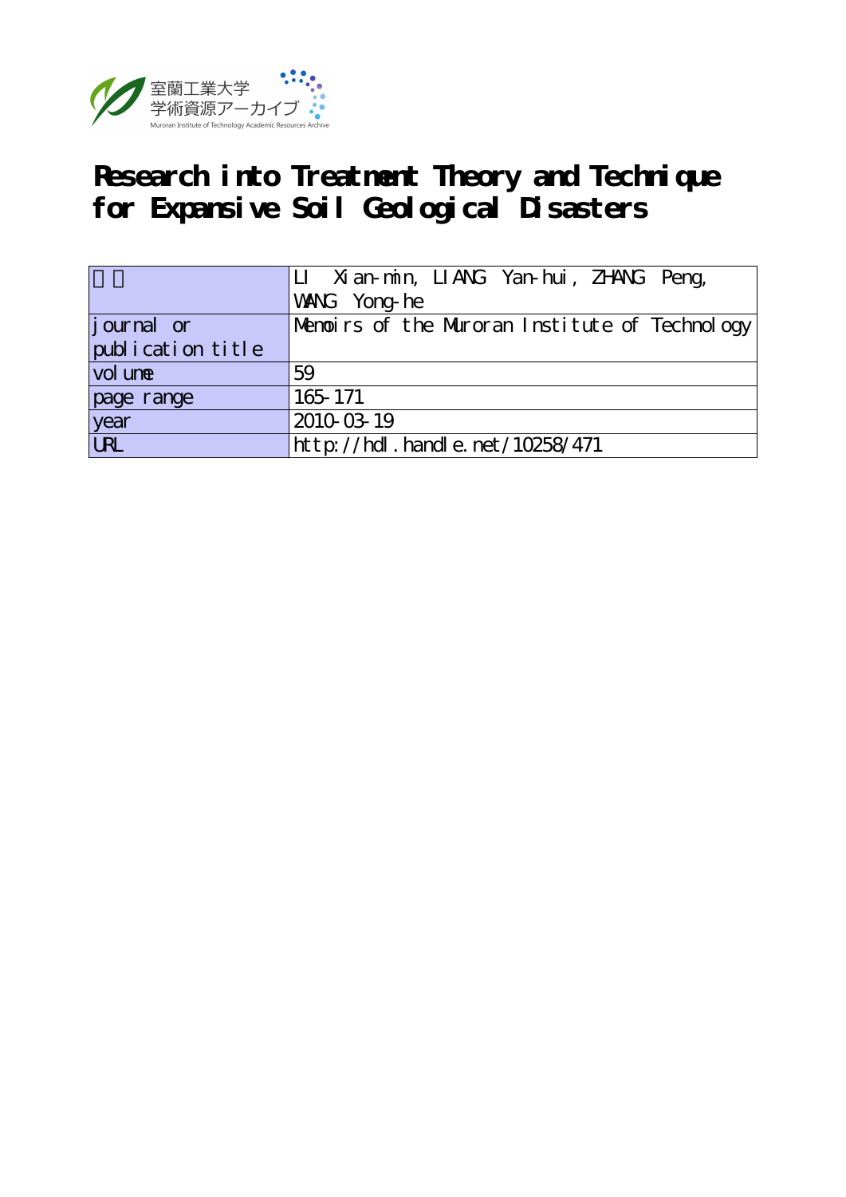室蘭工業大学
学術資源アーカイブ
Muroran Institute of Technology Academic Resources Archive

# Research into Treatment Theory and Technique for Expansive Soil Geological Disasters

| 著者 | LI Xian-min, LIANG Yan-hui, ZHANG Peng, WANG Yong-he |
| --- | --- |
| journal or publication title | Memoirs of the Muroran Institute of Technology |
| volume | 59 |
| page range | 165-171 |
| year | 2010-03-19 |
| URL | http://hdl.handle.net/10258/471 |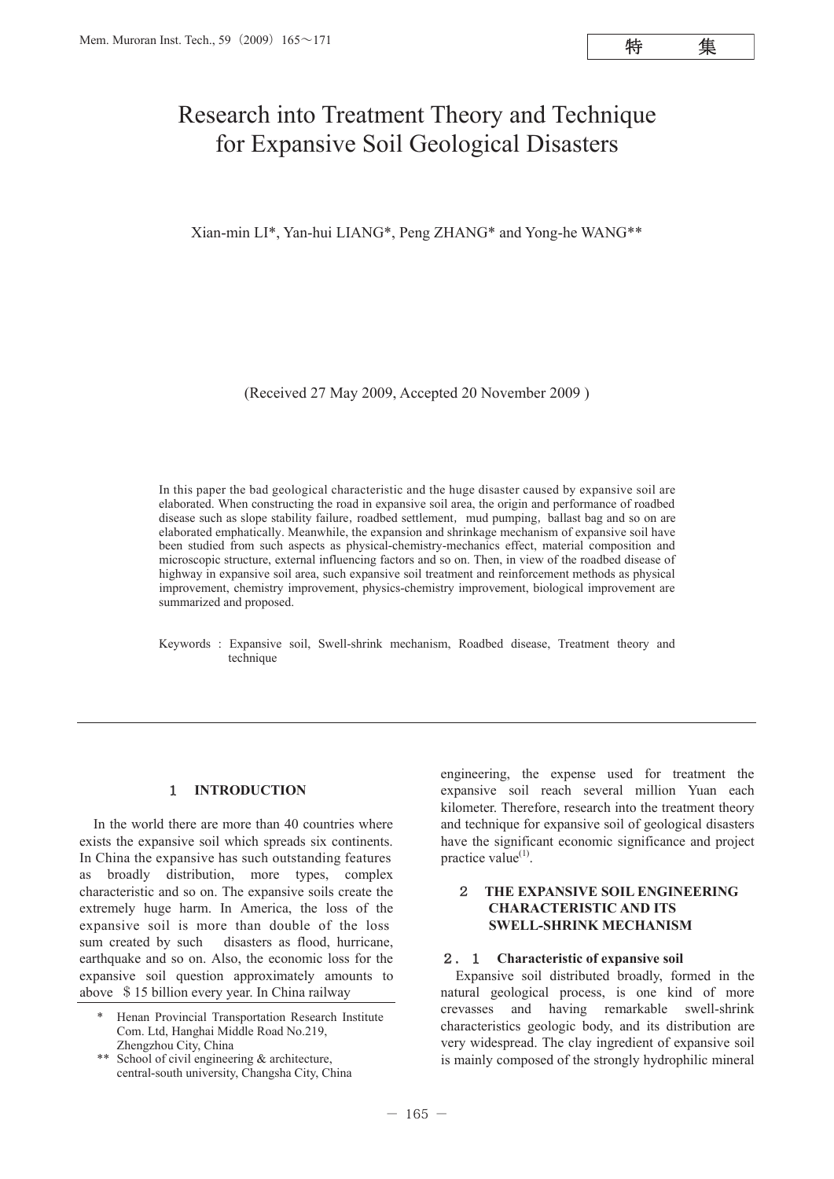# Research into Treatment Theory and Technique for Expansive Soil Geological Disasters

Xian-min LI*, Yan-hui LIANG*, Peng ZHANG* and Yong-he WANG**

(Received 27 May 2009, Accepted 20 November 2009 )

In this paper the bad geological characteristic and the huge disaster caused by expansive soil are elaborated. When constructing the road in expansive soil area, the origin and performance of roadbed disease such as slope stability failure，roadbed settlement，mud pumping，ballast bag and so on are elaborated emphatically. Meanwhile, the expansion and shrinkage mechanism of expansive soil have been studied from such aspects as physical-chemistry-mechanics effect, material composition and microscopic structure, external influencing factors and so on. Then, in view of the roadbed disease of highway in expansive soil area, such expansive soil treatment and reinforcement methods as physical improvement, chemistry improvement, physics-chemistry improvement, biological improvement are summarized and proposed.

Keywords : Expansive soil, Swell-shrink mechanism, Roadbed disease, Treatment theory and technique

## 1 INTRODUCTION

In the world there are more than 40 countries where exists the expansive soil which spreads six continents. In China the expansive has such outstanding features as broadly distribution, more types, complex characteristic and so on. The expansive soils create the extremely huge harm. In America, the loss of the expansive soil is more than double of the loss sum created by such disasters as flood, hurricane, earthquake and so on. Also, the economic loss for the expansive soil question approximately amounts to above ＄15 billion every year. In China railway engineering, the expense used for treatment the expansive soil reach several million Yuan each kilometer. Therefore, research into the treatment theory and technique for expansive soil of geological disasters have the significant economic significance and project practice value[1].

\* Henan Provincial Transportation Research Institute Com. Ltd, Hanghai Middle Road No.219, Zhengzhou City, China

\*\* School of civil engineering & architecture, central-south university, Changsha City, China

## 2 THE EXPANSIVE SOIL ENGINEERING CHARACTERISTIC AND ITS SWELL-SHRINK MECHANISM

### 2.1 Characteristic of expansive soil

Expansive soil distributed broadly, formed in the natural geological process, is one kind of more crevasses and having remarkable swell-shrink characteristics geologic body, and its distribution are very widespread. The clay ingredient of expansive soil is mainly composed of the strongly hydrophilic mineral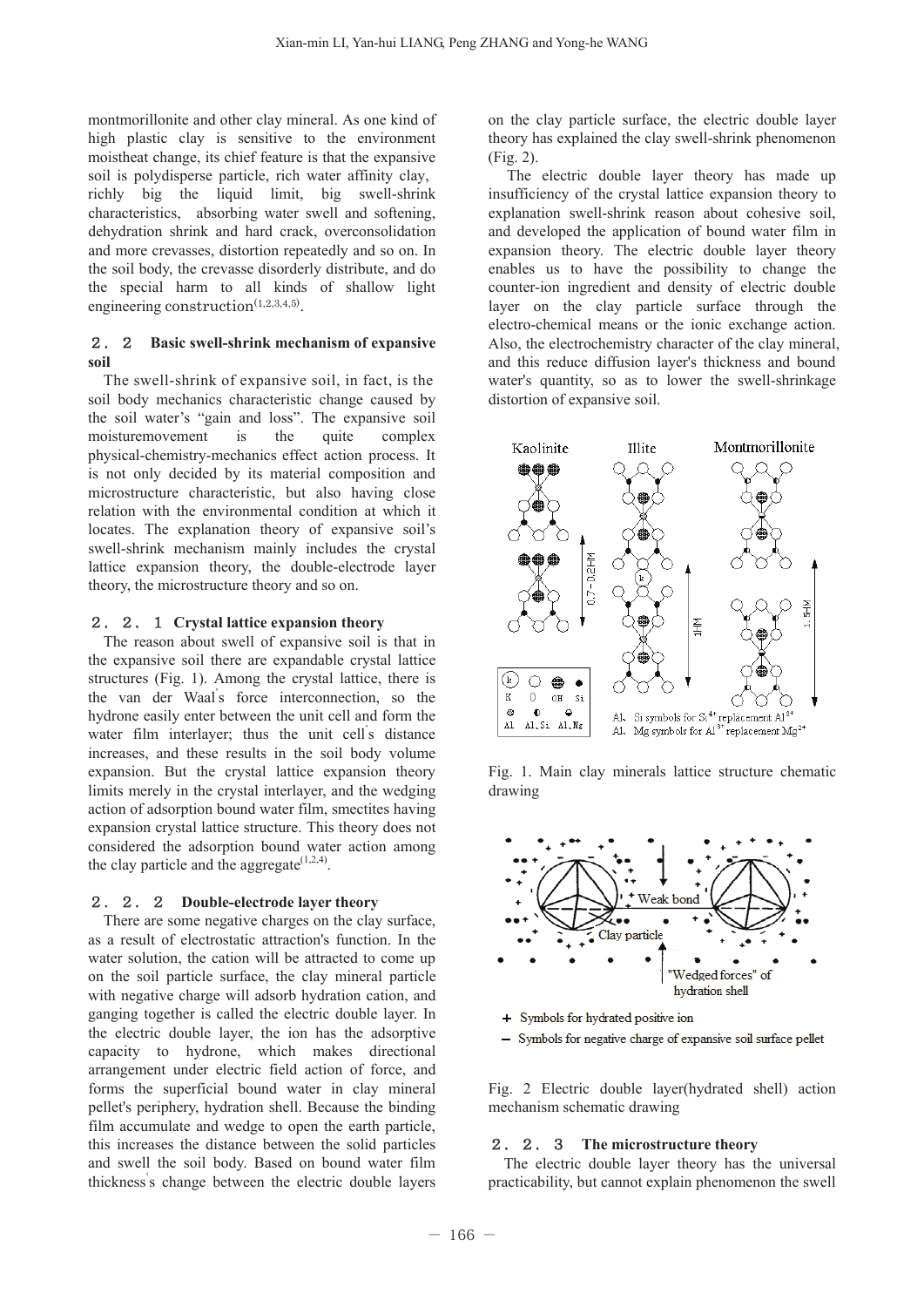montmorillonite and other clay mineral. As one kind of high plastic clay is sensitive to the environment moistheat change, its chief feature is that the expansive soil is polydisperse particle, rich water affinity clay, richly big the liquid limit, big swell-shrink characteristics, absorbing water swell and softening, dehydration shrink and hard crack, overconsolidation and more crevasses, distortion repeatedly and so on. In the soil body, the crevasse disorderly distribute, and do the special harm to all kinds of shallow light engineering construction[1,2,3,4,5].

### 2．2 Basic swell-shrink mechanism of expansive soil

The swell-shrink of expansive soil, in fact, is the soil body mechanics characteristic change caused by the soil water's "gain and loss". The expansive soil moisturemovement is the quite complex physical-chemistry-mechanics effect action process. It is not only decided by its material composition and microstructure characteristic, but also having close relation with the environmental condition at which it locates. The explanation theory of expansive soil's swell-shrink mechanism mainly includes the crystal lattice expansion theory, the double-electrode layer theory, the microstructure theory and so on.

#### 2．2．1 Crystal lattice expansion theory

The reason about swell of expansive soil is that in the expansive soil there are expandable crystal lattice structures (Fig. 1). Among the crystal lattice, there is the van der Waal's force interconnection, so the hydrone easily enter between the unit cell and form the water film interlayer; thus the unit cell's distance increases, and these results in the soil body volume expansion. But the crystal lattice expansion theory limits merely in the crystal interlayer, and the wedging action of adsorption bound water film, smectites having expansion crystal lattice structure. This theory does not considered the adsorption bound water action among the clay particle and the aggregate[1,2,4].

#### 2．2．2 Double-electrode layer theory

There are some negative charges on the clay surface, as a result of electrostatic attraction's function. In the water solution, the cation will be attracted to come up on the soil particle surface, the clay mineral particle with negative charge will adsorb hydration cation, and ganging together is called the electric double layer. In the electric double layer, the ion has the adsorptive capacity to hydrone, which makes directional arrangement under electric field action of force, and forms the superficial bound water in clay mineral pellet's periphery, hydration shell. Because the binding film accumulate and wedge to open the earth particle, this increases the distance between the solid particles and swell the soil body. Based on bound water film thickness's change between the electric double layers on the clay particle surface, the electric double layer theory has explained the clay swell-shrink phenomenon (Fig. 2).

The electric double layer theory has made up insufficiency of the crystal lattice expansion theory to explanation swell-shrink reason about cohesive soil, and developed the application of bound water film in expansion theory. The electric double layer theory enables us to have the possibility to change the counter-ion ingredient and density of electric double layer on the clay particle surface through the electro-chemical means or the ionic exchange action. Also, the electrochemistry character of the clay mineral, and this reduce diffusion layer's thickness and bound water's quantity, so as to lower the swell-shrinkage distortion of expansive soil.

Fig. 1. Main clay minerals lattice structure chematic drawing

Fig. 2 Electric double layer(hydrated shell) action mechanism schematic drawing

#### 2．2．3 The microstructure theory

The electric double layer theory has the universal practicability, but cannot explain phenomenon the swell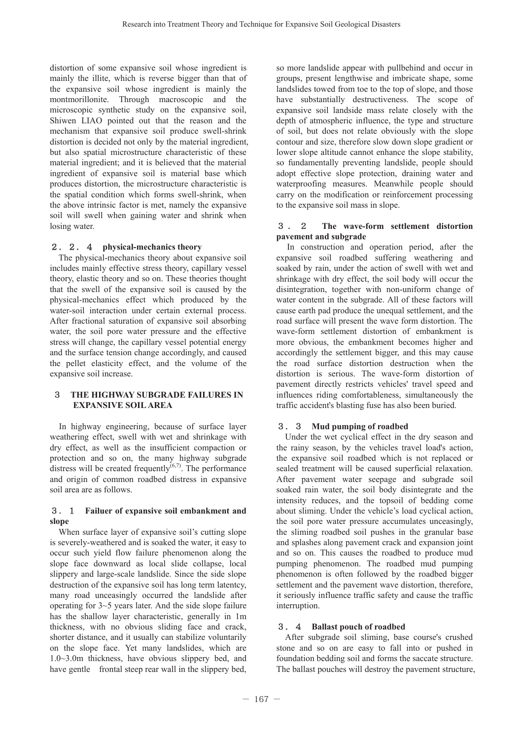distortion of some expansive soil whose ingredient is mainly the illite, which is reverse bigger than that of the expansive soil whose ingredient is mainly the montmorillonite. Through macroscopic and the microscopic synthetic study on the expansive soil, Shiwen LIAO pointed out that the reason and the mechanism that expansive soil produce swell-shrink distortion is decided not only by the material ingredient, but also spatial microstructure characteristic of these material ingredient; and it is believed that the material ingredient of expansive soil is material base which produces distortion, the microstructure characteristic is the spatial condition which forms swell-shrink, when the above intrinsic factor is met, namely the expansive soil will swell when gaining water and shrink when losing water.

### 2．2．4 physical-mechanics theory

The physical-mechanics theory about expansive soil includes mainly effective stress theory, capillary vessel theory, elastic theory and so on. These theories thought that the swell of the expansive soil is caused by the physical-mechanics effect which produced by the water-soil interaction under certain external process. After fractional saturation of expansive soil absorbing water, the soil pore water pressure and the effective stress will change, the capillary vessel potential energy and the surface tension change accordingly, and caused the pellet elasticity effect, and the volume of the expansive soil increase.

## 3 THE HIGHWAY SUBGRADE FAILURES IN EXPANSIVE SOIL AREA

In highway engineering, because of surface layer weathering effect, swell with wet and shrinkage with dry effect, as well as the insufficient compaction or protection and so on, the many highway subgrade distress will be created frequently[6,7]. The performance and origin of common roadbed distress in expansive soil area are as follows.

### 3．1 Failuer of expansive soil embankment and slope

When surface layer of expansive soil's cutting slope is severely-weathered and is soaked the water, it easy to occur such yield flow failure phenomenon along the slope face downward as local slide collapse, local slippery and large-scale landslide. Since the side slope destruction of the expansive soil has long term latentcy, many road unceasingly occurred the landslide after operating for 3~5 years later. And the side slope failure has the shallow layer characteristic, generally in 1m thickness, with no obvious sliding face and crack, shorter distance, and it usually can stabilize voluntarily on the slope face. Yet many landslides, which are 1.0~3.0m thickness, have obvious slippery bed, and have gentle frontal steep rear wall in the slippery bed, so more landslide appear with pullbehind and occur in groups, present lengthwise and imbricate shape, some landslides towed from toe to the top of slope, and those have substantially destructiveness. The scope of expansive soil landside mass relate closely with the depth of atmospheric influence, the type and structure of soil, but does not relate obviously with the slope contour and size, therefore slow down slope gradient or lower slope altitude cannot enhance the slope stability, so fundamentally preventing landslide, people should adopt effective slope protection, draining water and waterproofing measures. Meanwhile people should carry on the modification or reinforcement processing to the expansive soil mass in slope.

### 3．2 The wave-form settlement distortion pavement and subgrade

In construction and operation period, after the expansive soil roadbed suffering weathering and soaked by rain, under the action of swell with wet and shrinkage with dry effect, the soil body will occur the disintegration, together with non-uniform change of water content in the subgrade. All of these factors will cause earth pad produce the unequal settlement, and the road surface will present the wave form distortion. The wave-form settlement distortion of embankment is more obvious, the embankment becomes higher and accordingly the settlement bigger, and this may cause the road surface distortion destruction when the distortion is serious. The wave-form distortion of pavement directly restricts vehicles' travel speed and influences riding comfortableness, simultaneously the traffic accident's blasting fuse has also been buried.

### 3．3 Mud pumping of roadbed

Under the wet cyclical effect in the dry season and the rainy season, by the vehicles travel load's action, the expansive soil roadbed which is not replaced or sealed treatment will be caused superficial relaxation. After pavement water seepage and subgrade soil soaked rain water, the soil body disintegrate and the intensity reduces, and the topsoil of bedding come about sliming. Under the vehicle's load cyclical action, the soil pore water pressure accumulates unceasingly, the sliming roadbed soil pushes in the granular base and splashes along pavement crack and expansion joint and so on. This causes the roadbed to produce mud pumping phenomenon. The roadbed mud pumping phenomenon is often followed by the roadbed bigger settlement and the pavement wave distortion, therefore, it seriously influence traffic safety and cause the traffic interruption.

### 3．4 Ballast pouch of roadbed

After subgrade soil sliming, base course's crushed stone and so on are easy to fall into or pushed in foundation bedding soil and forms the saccate structure. The ballast pouches will destroy the pavement structure,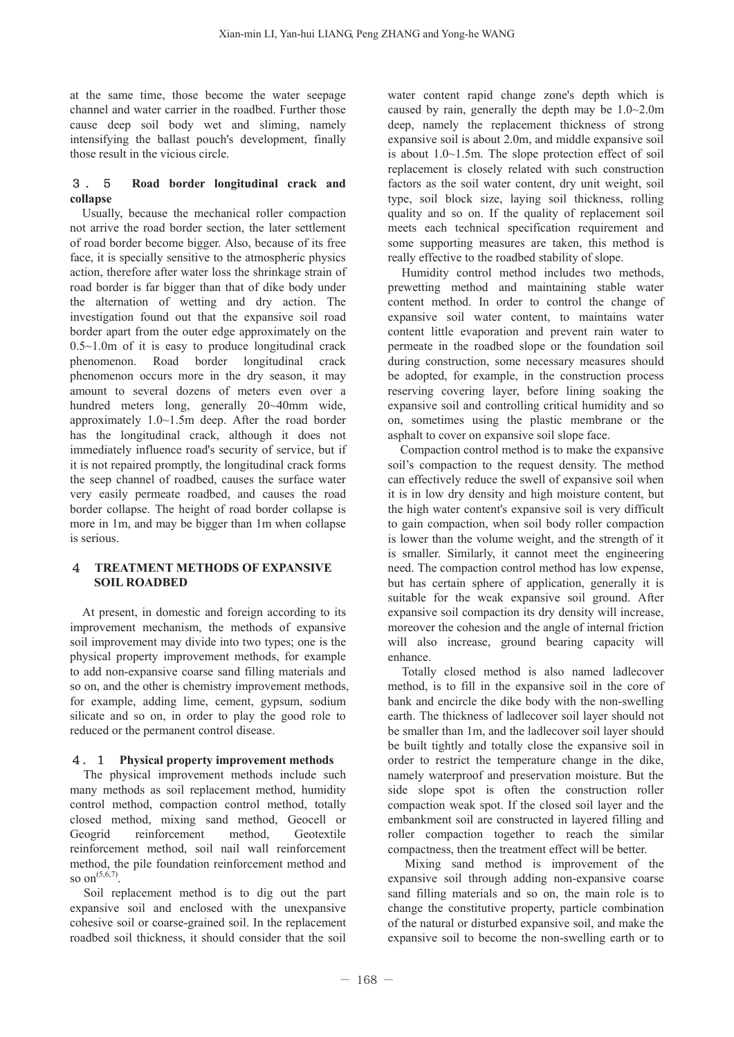at the same time, those become the water seepage channel and water carrier in the roadbed. Further those cause deep soil body wet and sliming, namely intensifying the ballast pouch's development, finally those result in the vicious circle.

### 3．5 Road border longitudinal crack and collapse

Usually, because the mechanical roller compaction not arrive the road border section, the later settlement of road border become bigger. Also, because of its free face, it is specially sensitive to the atmospheric physics action, therefore after water loss the shrinkage strain of road border is far bigger than that of dike body under the alternation of wetting and dry action. The investigation found out that the expansive soil road border apart from the outer edge approximately on the 0.5~1.0m of it is easy to produce longitudinal crack phenomenon. Road border longitudinal crack phenomenon occurs more in the dry season, it may amount to several dozens of meters even over a hundred meters long, generally 20~40mm wide, approximately 1.0~1.5m deep. After the road border has the longitudinal crack, although it does not immediately influence road's security of service, but if it is not repaired promptly, the longitudinal crack forms the seep channel of roadbed, causes the surface water very easily permeate roadbed, and causes the road border collapse. The height of road border collapse is more in 1m, and may be bigger than 1m when collapse is serious.

## 4 TREATMENT METHODS OF EXPANSIVE SOIL ROADBED

At present, in domestic and foreign according to its improvement mechanism, the methods of expansive soil improvement may divide into two types; one is the physical property improvement methods, for example to add non-expansive coarse sand filling materials and so on, and the other is chemistry improvement methods, for example, adding lime, cement, gypsum, sodium silicate and so on, in order to play the good role to reduced or the permanent control disease.

### 4．1 Physical property improvement methods

The physical improvement methods include such many methods as soil replacement method, humidity control method, compaction control method, totally closed method, mixing sand method, Geocell or Geogrid reinforcement method, Geotextile reinforcement method, soil nail wall reinforcement method, the pile foundation reinforcement method and so on[5,6,7].

Soil replacement method is to dig out the part expansive soil and enclosed with the unexpansive cohesive soil or coarse-grained soil. In the replacement roadbed soil thickness, it should consider that the soil water content rapid change zone's depth which is caused by rain, generally the depth may be 1.0~2.0m deep, namely the replacement thickness of strong expansive soil is about 2.0m, and middle expansive soil is about 1.0~1.5m. The slope protection effect of soil replacement is closely related with such construction factors as the soil water content, dry unit weight, soil type, soil block size, laying soil thickness, rolling quality and so on. If the quality of replacement soil meets each technical specification requirement and some supporting measures are taken, this method is really effective to the roadbed stability of slope.

Humidity control method includes two methods, prewetting method and maintaining stable water content method. In order to control the change of expansive soil water content, to maintains water content little evaporation and prevent rain water to permeate in the roadbed slope or the foundation soil during construction, some necessary measures should be adopted, for example, in the construction process reserving covering layer, before lining soaking the expansive soil and controlling critical humidity and so on, sometimes using the plastic membrane or the asphalt to cover on expansive soil slope face.

Compaction control method is to make the expansive soil's compaction to the request density. The method can effectively reduce the swell of expansive soil when it is in low dry density and high moisture content, but the high water content's expansive soil is very difficult to gain compaction, when soil body roller compaction is lower than the volume weight, and the strength of it is smaller. Similarly, it cannot meet the engineering need. The compaction control method has low expense, but has certain sphere of application, generally it is suitable for the weak expansive soil ground. After expansive soil compaction its dry density will increase, moreover the cohesion and the angle of internal friction will also increase, ground bearing capacity will enhance.

Totally closed method is also named ladlecover method, is to fill in the expansive soil in the core of bank and encircle the dike body with the non-swelling earth. The thickness of ladlecover soil layer should not be smaller than 1m, and the ladlecover soil layer should be built tightly and totally close the expansive soil in order to restrict the temperature change in the dike, namely waterproof and preservation moisture. But the side slope spot is often the construction roller compaction weak spot. If the closed soil layer and the embankment soil are constructed in layered filling and roller compaction together to reach the similar compactness, then the treatment effect will be better.

Mixing sand method is improvement of the expansive soil through adding non-expansive coarse sand filling materials and so on, the main role is to change the constitutive property, particle combination of the natural or disturbed expansive soil, and make the expansive soil to become the non-swelling earth or to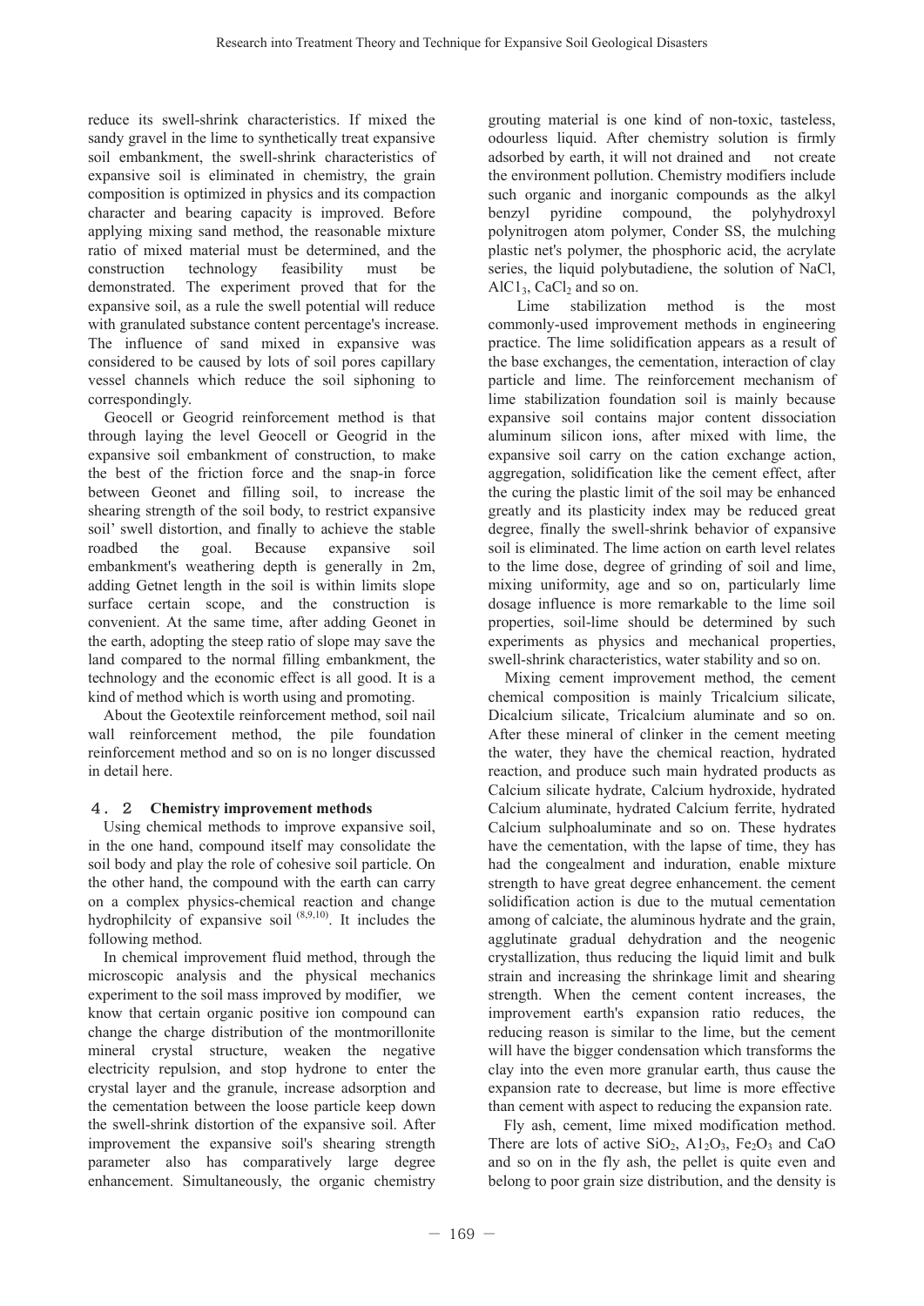reduce its swell-shrink characteristics. If mixed the sandy gravel in the lime to synthetically treat expansive soil embankment, the swell-shrink characteristics of expansive soil is eliminated in chemistry, the grain composition is optimized in physics and its compaction character and bearing capacity is improved. Before applying mixing sand method, the reasonable mixture ratio of mixed material must be determined, and the construction technology feasibility must be demonstrated. The experiment proved that for the expansive soil, as a rule the swell potential will reduce with granulated substance content percentage's increase. The influence of sand mixed in expansive was considered to be caused by lots of soil pores capillary vessel channels which reduce the soil siphoning to correspondingly.

Geocell or Geogrid reinforcement method is that through laying the level Geocell or Geogrid in the expansive soil embankment of construction, to make the best of the friction force and the snap-in force between Geonet and filling soil, to increase the shearing strength of the soil body, to restrict expansive soil' swell distortion, and finally to achieve the stable roadbed the goal. Because expansive soil embankment's weathering depth is generally in 2m, adding Getnet length in the soil is within limits slope surface certain scope, and the construction is convenient. At the same time, after adding Geonet in the earth, adopting the steep ratio of slope may save the land compared to the normal filling embankment, the technology and the economic effect is all good. It is a kind of method which is worth using and promoting.

About the Geotextile reinforcement method, soil nail wall reinforcement method, the pile foundation reinforcement method and so on is no longer discussed in detail here.

### 4．2　Chemistry improvement methods

Using chemical methods to improve expansive soil, in the one hand, compound itself may consolidate the soil body and play the role of cohesive soil particle. On the other hand, the compound with the earth can carry on a complex physics-chemical reaction and change hydrophilcity of expansive soil [8,9,10]. It includes the following method.

In chemical improvement fluid method, through the microscopic analysis and the physical mechanics experiment to the soil mass improved by modifier, we know that certain organic positive ion compound can change the charge distribution of the montmorillonite mineral crystal structure, weaken the negative electricity repulsion, and stop hydrone to enter the crystal layer and the granule, increase adsorption and the cementation between the loose particle keep down the swell-shrink distortion of the expansive soil. After improvement the expansive soil's shearing strength parameter also has comparatively large degree enhancement. Simultaneously, the organic chemistry grouting material is one kind of non-toxic, tasteless, odourless liquid. After chemistry solution is firmly adsorbed by earth, it will not drained and not create the environment pollution. Chemistry modifiers include such organic and inorganic compounds as the alkyl benzyl pyridine compound, the polyhydroxyl polynitrogen atom polymer, Conder SS, the mulching plastic net's polymer, the phosphoric acid, the acrylate series, the liquid polybutadiene, the solution of NaCl, $AlC1_3$, $CaCl_2$ and so on.

Lime stabilization method is the most commonly-used improvement methods in engineering practice. The lime solidification appears as a result of the base exchanges, the cementation, interaction of clay particle and lime. The reinforcement mechanism of lime stabilization foundation soil is mainly because expansive soil contains major content dissociation aluminum silicon ions, after mixed with lime, the expansive soil carry on the cation exchange action, aggregation, solidification like the cement effect, after the curing the plastic limit of the soil may be enhanced greatly and its plasticity index may be reduced great degree, finally the swell-shrink behavior of expansive soil is eliminated. The lime action on earth level relates to the lime dose, degree of grinding of soil and lime, mixing uniformity, age and so on, particularly lime dosage influence is more remarkable to the lime soil properties, soil-lime should be determined by such experiments as physics and mechanical properties, swell-shrink characteristics, water stability and so on.

Mixing cement improvement method, the cement chemical composition is mainly Tricalcium silicate, Dicalcium silicate, Tricalcium aluminate and so on. After these mineral of clinker in the cement meeting the water, they have the chemical reaction, hydrated reaction, and produce such main hydrated products as Calcium silicate hydrate, Calcium hydroxide, hydrated Calcium aluminate, hydrated Calcium ferrite, hydrated Calcium sulphoaluminate and so on. These hydrates have the cementation, with the lapse of time, they has had the congealment and induration, enable mixture strength to have great degree enhancement. the cement solidification action is due to the mutual cementation among of calciate, the aluminous hydrate and the grain, agglutinate gradual dehydration and the neogenic crystallization, thus reducing the liquid limit and bulk strain and increasing the shrinkage limit and shearing strength. When the cement content increases, the improvement earth's expansion ratio reduces, the reducing reason is similar to the lime, but the cement will have the bigger condensation which transforms the clay into the even more granular earth, thus cause the expansion rate to decrease, but lime is more effective than cement with aspect to reducing the expansion rate.

Fly ash, cement, lime mixed modification method. There are lots of active $SiO_2$, $A1_2O_3$, $Fe_2O_3$ and CaO and so on in the fly ash, the pellet is quite even and belong to poor grain size distribution, and the density is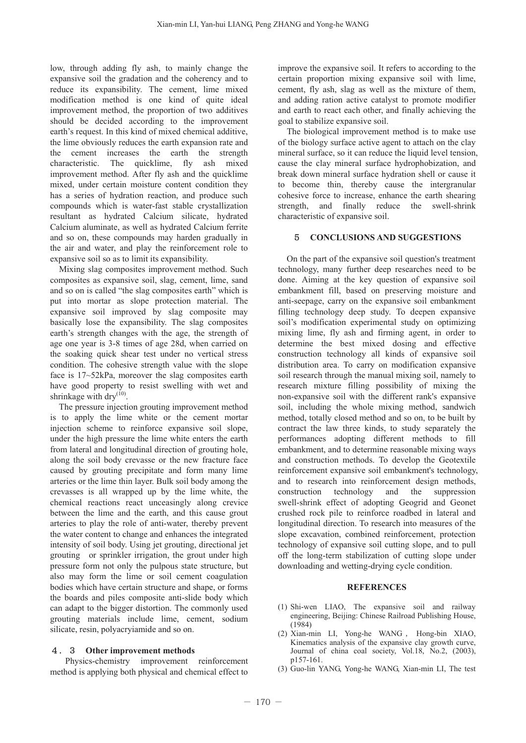low, through adding fly ash, to mainly change the expansive soil the gradation and the coherency and to reduce its expansibility. The cement, lime mixed modification method is one kind of quite ideal improvement method, the proportion of two additives should be decided according to the improvement earth's request. In this kind of mixed chemical additive, the lime obviously reduces the earth expansion rate and the cement increases the earth the strength characteristic. The quicklime, fly ash mixed improvement method. After fly ash and the quicklime mixed, under certain moisture content condition they has a series of hydration reaction, and produce such compounds which is water-fast stable crystallization resultant as hydrated Calcium silicate, hydrated Calcium aluminate, as well as hydrated Calcium ferrite and so on, these compounds may harden gradually in the air and water, and play the reinforcement role to expansive soil so as to limit its expansibility.

Mixing slag composites improvement method. Such composites as expansive soil, slag, cement, lime, sand and so on is called "the slag composites earth" which is put into mortar as slope protection material. The expansive soil improved by slag composite may basically lose the expansibility. The slag composites earth's strength changes with the age, the strength of age one year is 3-8 times of age 28d, when carried on the soaking quick shear test under no vertical stress condition. The cohesive strength value with the slope face is 17~52kPa, moreover the slag composites earth have good property to resist swelling with wet and shrinkage with dry(10).

The pressure injection grouting improvement method is to apply the lime white or the cement mortar injection scheme to reinforce expansive soil slope, under the high pressure the lime white enters the earth from lateral and longitudinal direction of grouting hole, along the soil body crevasse or the new fracture face caused by grouting precipitate and form many lime arteries or the lime thin layer. Bulk soil body among the crevasses is all wrapped up by the lime white, the chemical reactions react unceasingly along crevice between the lime and the earth, and this cause grout arteries to play the role of anti-water, thereby prevent the water content to change and enhances the integrated intensity of soil body. Using jet grouting, directional jet grouting or sprinkler irrigation, the grout under high pressure form not only the pulpous state structure, but also may form the lime or soil cement coagulation bodies which have certain structure and shape, or forms the boards and piles composite anti-slide body which can adapt to the bigger distortion. The commonly used grouting materials include lime, cement, sodium silicate, resin, polyacryiamide and so on.

### 4．3 Other improvement methods

Physics-chemistry improvement reinforcement method is applying both physical and chemical effect to improve the expansive soil. It refers to according to the certain proportion mixing expansive soil with lime, cement, fly ash, slag as well as the mixture of them, and adding ration active catalyst to promote modifier and earth to react each other, and finally achieving the goal to stabilize expansive soil.

The biological improvement method is to make use of the biology surface active agent to attach on the clay mineral surface, so it can reduce the liquid level tension, cause the clay mineral surface hydrophobization, and break down mineral surface hydration shell or cause it to become thin, thereby cause the intergranular cohesive force to increase, enhance the earth shearing strength, and finally reduce the swell-shrink characteristic of expansive soil.

## 5 CONCLUSIONS AND SUGGESTIONS

On the part of the expansive soil question's treatment technology, many further deep researches need to be done. Aiming at the key question of expansive soil embankment fill, based on preserving moisture and anti-seepage, carry on the expansive soil embankment filling technology deep study. To deepen expansive soil's modification experimental study on optimizing mixing lime, fly ash and firming agent, in order to determine the best mixed dosing and effective construction technology all kinds of expansive soil distribution area. To carry on modification expansive soil research through the manual mixing soil, namely to research mixture filling possibility of mixing the non-expansive soil with the different rank's expansive soil, including the whole mixing method, sandwich method, totally closed method and so on, to be built by contract the law three kinds, to study separately the performances adopting different methods to fill embankment, and to determine reasonable mixing ways and construction methods. To develop the Geotextile reinforcement expansive soil embankment's technology, and to research into reinforcement design methods, construction technology and the suppression swell-shrink effect of adopting Geogrid and Geonet crushed rock pile to reinforce roadbed in lateral and longitudinal direction. To research into measures of the slope excavation, combined reinforcement, protection technology of expansive soil cutting slope, and to pull off the long-term stabilization of cutting slope under downloading and wetting-drying cycle condition.

## REFERENCES

(1) Shi-wen LIAO, The expansive soil and railway engineering, Beijing: Chinese Railroad Publishing House, (1984)

(2) Xian-min LI, Yong-he WANG , Hong-bin XIAO, Kinematics analysis of the expansive clay growth curve, Journal of china coal society, Vol.18, No.2, (2003), p157-161.

(3) Guo-lin YANG, Yong-he WANG, Xian-min LI, The test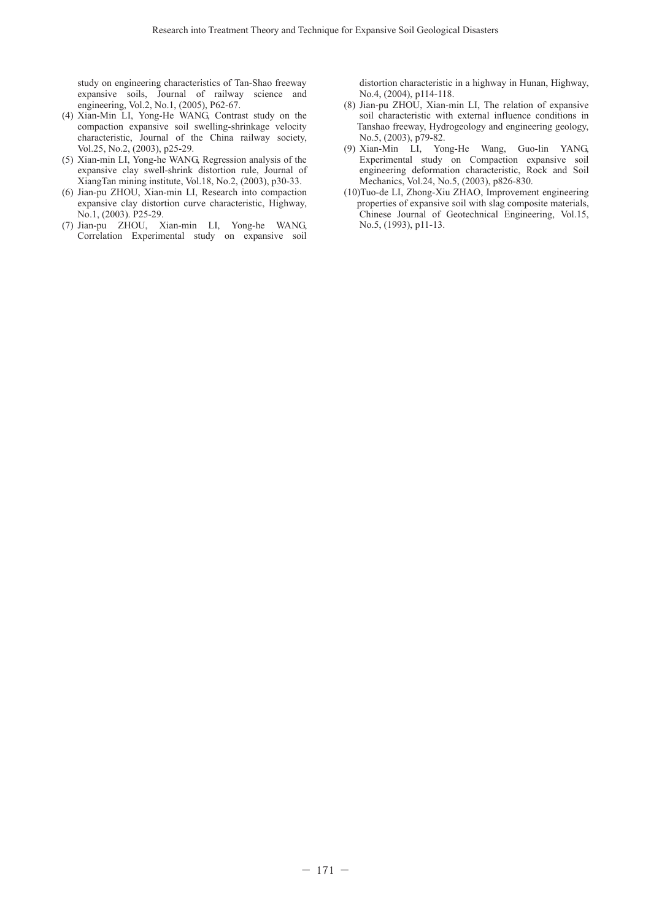study on engineering characteristics of Tan-Shao freeway expansive soils, Journal of railway science and engineering, Vol.2, No.1, (2005), P62-67.

(4) Xian-Min LI, Yong-He WANG, Contrast study on the compaction expansive soil swelling-shrinkage velocity characteristic, Journal of the China railway society, Vol.25, No.2, (2003), p25-29.

(5) Xian-min LI, Yong-he WANG, Regression analysis of the expansive clay swell-shrink distortion rule, Journal of XiangTan mining institute, Vol.18, No.2, (2003), p30-33.

(6) Jian-pu ZHOU, Xian-min LI, Research into compaction expansive clay distortion curve characteristic, Highway, No.1, (2003). P25-29.

(7) Jian-pu ZHOU, Xian-min LI, Yong-he WANG, Correlation Experimental study on expansive soil distortion characteristic in a highway in Hunan, Highway, No.4, (2004), p114-118.

(8) Jian-pu ZHOU, Xian-min LI, The relation of expansive soil characteristic with external influence conditions in Tanshao freeway, Hydrogeology and engineering geology, No.5, (2003), p79-82.

(9) Xian-Min LI, Yong-He Wang, Guo-lin YANG, Experimental study on Compaction expansive soil engineering deformation characteristic, Rock and Soil Mechanics, Vol.24, No.5, (2003), p826-830.

(10) Tuo-de LI, Zhong-Xiu ZHAO, Improvement engineering properties of expansive soil with slag composite materials, Chinese Journal of Geotechnical Engineering, Vol.15, No.5, (1993), p11-13.